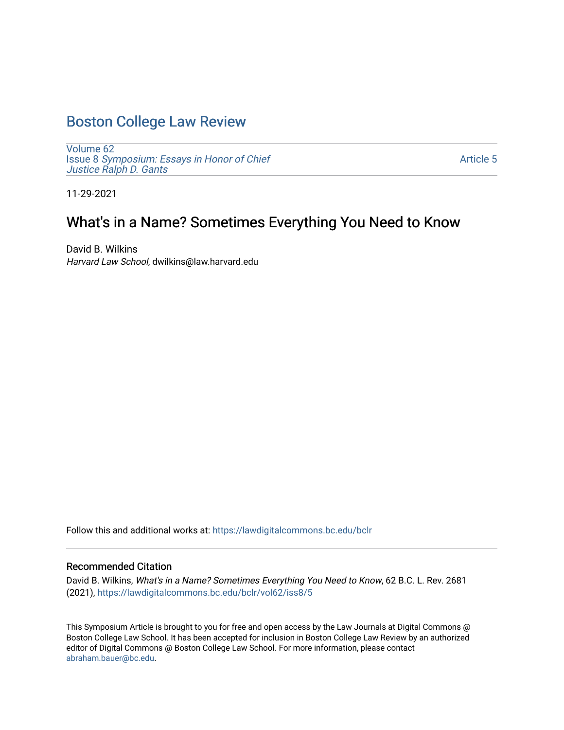# Boston College Law Review

Volume 62
Issue 8 *Symposium: Essays in Honor of Chief Justice Ralph D. Gants*

Article 5

11-29-2021

## What's in a Name? Sometimes Everything You Need to Know

David B. Wilkins
*Harvard Law School*, dwilkins@law.harvard.edu

Follow this and additional works at: https://lawdigitalcommons.bc.edu/bclr

### Recommended Citation

David B. Wilkins, *What's in a Name? Sometimes Everything You Need to Know*, 62 B.C. L. Rev. 2681 (2021), https://lawdigitalcommons.bc.edu/bclr/vol62/iss8/5

This Symposium Article is brought to you for free and open access by the Law Journals at Digital Commons @ Boston College Law School. It has been accepted for inclusion in Boston College Law Review by an authorized editor of Digital Commons @ Boston College Law School. For more information, please contact abraham.bauer@bc.edu.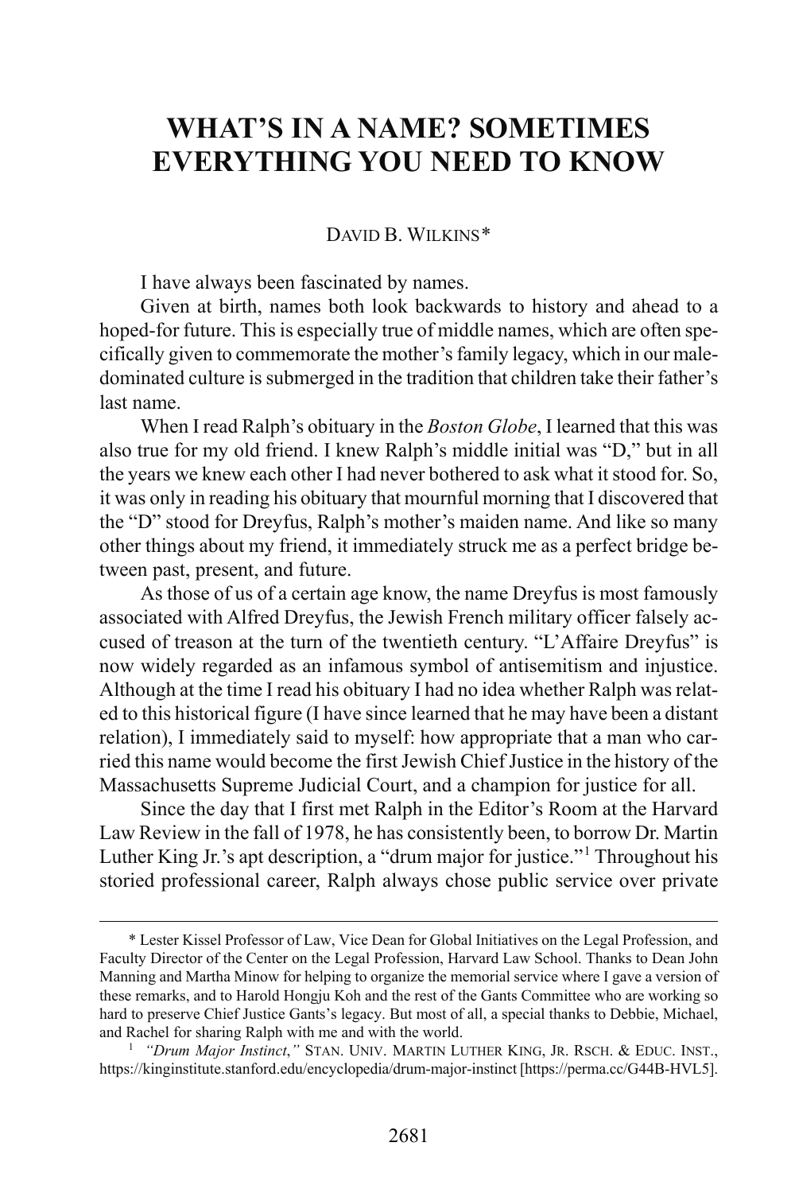# WHAT'S IN A NAME? SOMETIMES EVERYTHING YOU NEED TO KNOW

DAVID B. WILKINS*

I have always been fascinated by names.

Given at birth, names both look backwards to history and ahead to a hoped-for future. This is especially true of middle names, which are often specifically given to commemorate the mother's family legacy, which in our male-dominated culture is submerged in the tradition that children take their father's last name.

When I read Ralph's obituary in the *Boston Globe*, I learned that this was also true for my old friend. I knew Ralph's middle initial was "D," but in all the years we knew each other I had never bothered to ask what it stood for. So, it was only in reading his obituary that mournful morning that I discovered that the "D" stood for Dreyfus, Ralph's mother's maiden name. And like so many other things about my friend, it immediately struck me as a perfect bridge between past, present, and future.

As those of us of a certain age know, the name Dreyfus is most famously associated with Alfred Dreyfus, the Jewish French military officer falsely accused of treason at the turn of the twentieth century. "L'Affaire Dreyfus" is now widely regarded as an infamous symbol of antisemitism and injustice. Although at the time I read his obituary I had no idea whether Ralph was related to this historical figure (I have since learned that he may have been a distant relation), I immediately said to myself: how appropriate that a man who carried this name would become the first Jewish Chief Justice in the history of the Massachusetts Supreme Judicial Court, and a champion for justice for all.

Since the day that I first met Ralph in the Editor's Room at the Harvard Law Review in the fall of 1978, he has consistently been, to borrow Dr. Martin Luther King Jr.'s apt description, a "drum major for justice."[1] Throughout his storied professional career, Ralph always chose public service over private

---

\* Lester Kissel Professor of Law, Vice Dean for Global Initiatives on the Legal Profession, and Faculty Director of the Center on the Legal Profession, Harvard Law School. Thanks to Dean John Manning and Martha Minow for helping to organize the memorial service where I gave a version of these remarks, and to Harold Hongju Koh and the rest of the Gants Committee who are working so hard to preserve Chief Justice Gants's legacy. But most of all, a special thanks to Debbie, Michael, and Rachel for sharing Ralph with me and with the world.

[1] *"Drum Major Instinct*,*"* STAN. UNIV. MARTIN LUTHER KING, JR. RSCH. & EDUC. INST., https://kinginstitute.stanford.edu/encyclopedia/drum-major-instinct [https://perma.cc/G44B-HVL5].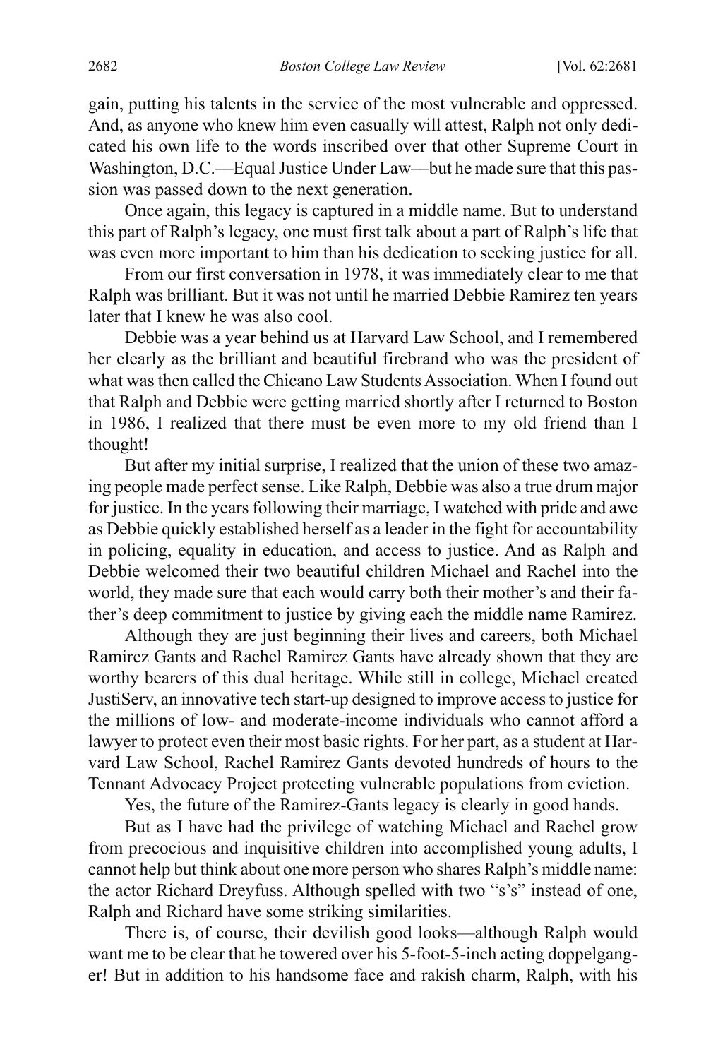gain, putting his talents in the service of the most vulnerable and oppressed. And, as anyone who knew him even casually will attest, Ralph not only dedicated his own life to the words inscribed over that other Supreme Court in Washington, D.C.—Equal Justice Under Law—but he made sure that this passion was passed down to the next generation.

Once again, this legacy is captured in a middle name. But to understand this part of Ralph's legacy, one must first talk about a part of Ralph's life that was even more important to him than his dedication to seeking justice for all.

From our first conversation in 1978, it was immediately clear to me that Ralph was brilliant. But it was not until he married Debbie Ramirez ten years later that I knew he was also cool.

Debbie was a year behind us at Harvard Law School, and I remembered her clearly as the brilliant and beautiful firebrand who was the president of what was then called the Chicano Law Students Association. When I found out that Ralph and Debbie were getting married shortly after I returned to Boston in 1986, I realized that there must be even more to my old friend than I thought!

But after my initial surprise, I realized that the union of these two amazing people made perfect sense. Like Ralph, Debbie was also a true drum major for justice. In the years following their marriage, I watched with pride and awe as Debbie quickly established herself as a leader in the fight for accountability in policing, equality in education, and access to justice. And as Ralph and Debbie welcomed their two beautiful children Michael and Rachel into the world, they made sure that each would carry both their mother's and their father's deep commitment to justice by giving each the middle name Ramirez.

Although they are just beginning their lives and careers, both Michael Ramirez Gants and Rachel Ramirez Gants have already shown that they are worthy bearers of this dual heritage. While still in college, Michael created JustiServ, an innovative tech start-up designed to improve access to justice for the millions of low- and moderate-income individuals who cannot afford a lawyer to protect even their most basic rights. For her part, as a student at Harvard Law School, Rachel Ramirez Gants devoted hundreds of hours to the Tennant Advocacy Project protecting vulnerable populations from eviction.

Yes, the future of the Ramirez-Gants legacy is clearly in good hands.

But as I have had the privilege of watching Michael and Rachel grow from precocious and inquisitive children into accomplished young adults, I cannot help but think about one more person who shares Ralph's middle name: the actor Richard Dreyfuss. Although spelled with two "s's" instead of one, Ralph and Richard have some striking similarities.

There is, of course, their devilish good looks—although Ralph would want me to be clear that he towered over his 5-foot-5-inch acting doppelganger! But in addition to his handsome face and rakish charm, Ralph, with his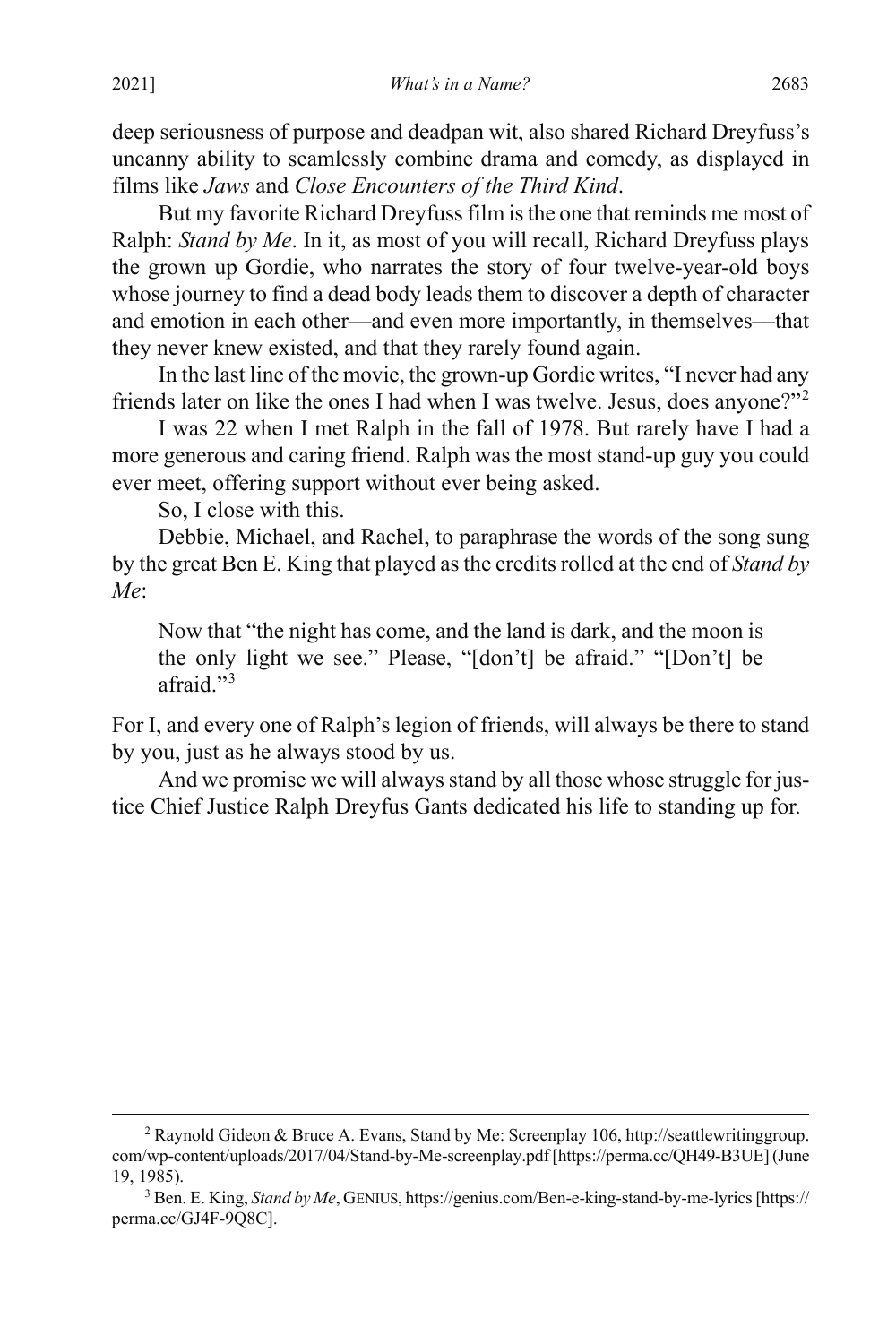deep seriousness of purpose and deadpan wit, also shared Richard Dreyfuss's uncanny ability to seamlessly combine drama and comedy, as displayed in films like *Jaws* and *Close Encounters of the Third Kind*.

But my favorite Richard Dreyfuss film is the one that reminds me most of Ralph: *Stand by Me*. In it, as most of you will recall, Richard Dreyfuss plays the grown up Gordie, who narrates the story of four twelve-year-old boys whose journey to find a dead body leads them to discover a depth of character and emotion in each other—and even more importantly, in themselves—that they never knew existed, and that they rarely found again.

In the last line of the movie, the grown-up Gordie writes, "I never had any friends later on like the ones I had when I was twelve. Jesus, does anyone?"[2]

I was 22 when I met Ralph in the fall of 1978. But rarely have I had a more generous and caring friend. Ralph was the most stand-up guy you could ever meet, offering support without ever being asked.

So, I close with this.

Debbie, Michael, and Rachel, to paraphrase the words of the song sung by the great Ben E. King that played as the credits rolled at the end of *Stand by Me*:

> Now that "the night has come, and the land is dark, and the moon is the only light we see." Please, "[don't] be afraid." "[Don't] be afraid."[3]

For I, and every one of Ralph's legion of friends, will always be there to stand by you, just as he always stood by us.

And we promise we will always stand by all those whose struggle for justice Chief Justice Ralph Dreyfus Gants dedicated his life to standing up for.

---

[2] Raynold Gideon & Bruce A. Evans, Stand by Me: Screenplay 106, http://seattlewritinggroup.com/wp-content/uploads/2017/04/Stand-by-Me-screenplay.pdf [https://perma.cc/QH49-B3UE] (June 19, 1985).

[3] Ben. E. King, *Stand by Me*, GENIUS, https://genius.com/Ben-e-king-stand-by-me-lyrics [https://perma.cc/GJ4F-9Q8C].